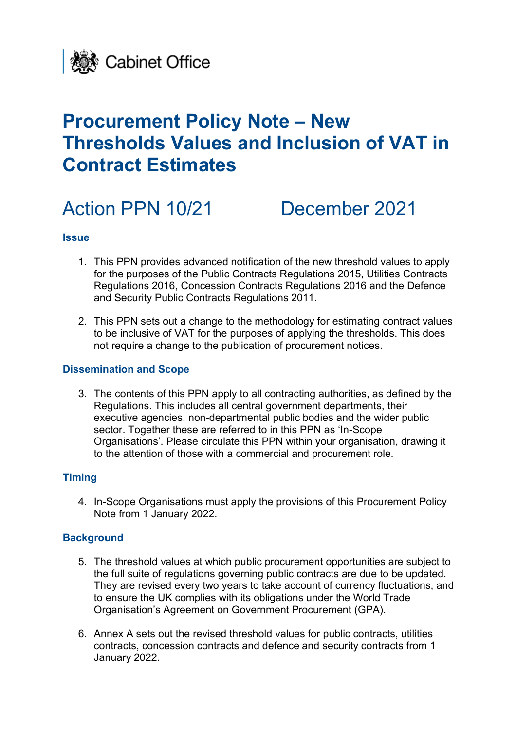Cabinet Office

# Procurement Policy Note – New Thresholds Values and Inclusion of VAT in Contract Estimates

## Action PPN 10/21 December 2021

### Issue

1. This PPN provides advanced notification of the new threshold values to apply for the purposes of the Public Contracts Regulations 2015, Utilities Contracts Regulations 2016, Concession Contracts Regulations 2016 and the Defence and Security Public Contracts Regulations 2011.

2. This PPN sets out a change to the methodology for estimating contract values to be inclusive of VAT for the purposes of applying the thresholds. This does not require a change to the publication of procurement notices.

### Dissemination and Scope

3. The contents of this PPN apply to all contracting authorities, as defined by the Regulations. This includes all central government departments, their executive agencies, non-departmental public bodies and the wider public sector. Together these are referred to in this PPN as 'In-Scope Organisations'. Please circulate this PPN within your organisation, drawing it to the attention of those with a commercial and procurement role.

### Timing

4. In-Scope Organisations must apply the provisions of this Procurement Policy Note from 1 January 2022.

### Background

5. The threshold values at which public procurement opportunities are subject to the full suite of regulations governing public contracts are due to be updated. They are revised every two years to take account of currency fluctuations, and to ensure the UK complies with its obligations under the World Trade Organisation's Agreement on Government Procurement (GPA).

6. Annex A sets out the revised threshold values for public contracts, utilities contracts, concession contracts and defence and security contracts from 1 January 2022.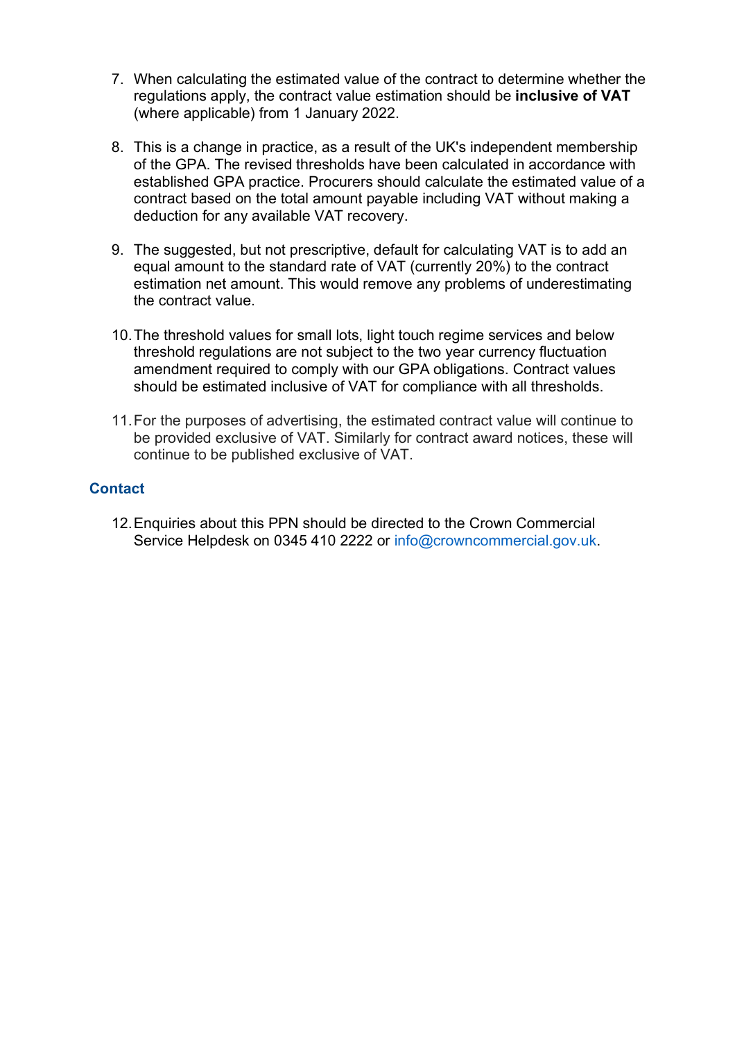7. When calculating the estimated value of the contract to determine whether the regulations apply, the contract value estimation should be **inclusive of VAT** (where applicable) from 1 January 2022.

8. This is a change in practice, as a result of the UK's independent membership of the GPA. The revised thresholds have been calculated in accordance with established GPA practice. Procurers should calculate the estimated value of a contract based on the total amount payable including VAT without making a deduction for any available VAT recovery.

9. The suggested, but not prescriptive, default for calculating VAT is to add an equal amount to the standard rate of VAT (currently 20%) to the contract estimation net amount. This would remove any problems of underestimating the contract value.

10. The threshold values for small lots, light touch regime services and below threshold regulations are not subject to the two year currency fluctuation amendment required to comply with our GPA obligations. Contract values should be estimated inclusive of VAT for compliance with all thresholds.

11. For the purposes of advertising, the estimated contract value will continue to be provided exclusive of VAT. Similarly for contract award notices, these will continue to be published exclusive of VAT.

## Contact

12. Enquiries about this PPN should be directed to the Crown Commercial Service Helpdesk on 0345 410 2222 or info@crowncommercial.gov.uk.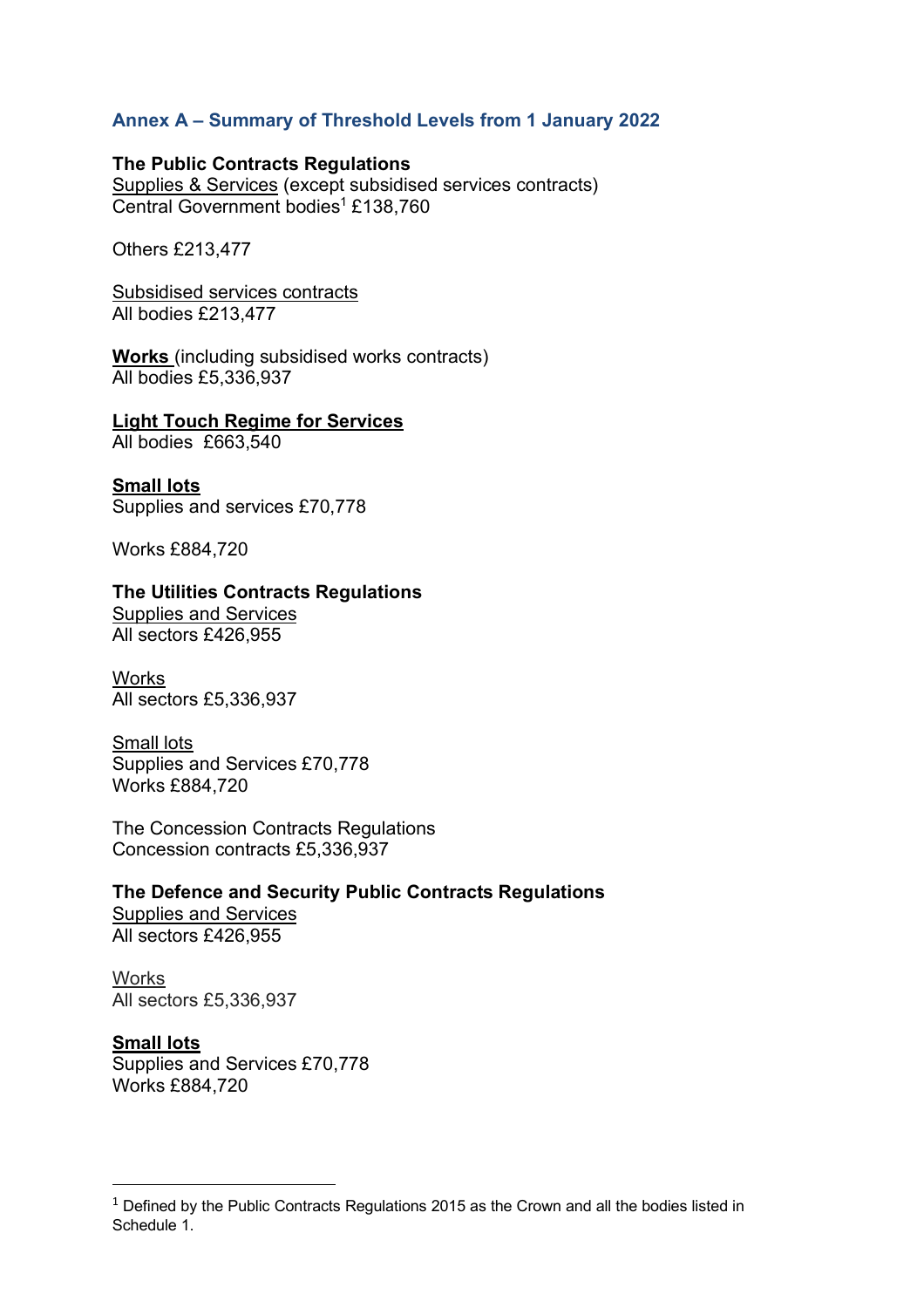## Annex A – Summary of Threshold Levels from 1 January 2022

**The Public Contracts Regulations**

Supplies & Services (except subsidised services contracts)
Central Government bodies[1] £138,760

Others £213,477

Subsidised services contracts
All bodies £213,477

**Works** (including subsidised works contracts)
All bodies £5,336,937

**Light Touch Regime for Services**
All bodies £663,540

**Small lots**
Supplies and services £70,778

Works £884,720

**The Utilities Contracts Regulations**

Supplies and Services
All sectors £426,955

Works
All sectors £5,336,937

Small lots
Supplies and Services £70,778
Works £884,720

The Concession Contracts Regulations
Concession contracts £5,336,937

**The Defence and Security Public Contracts Regulations**

Supplies and Services
All sectors £426,955

Works
All sectors £5,336,937

**Small lots**
Supplies and Services £70,778
Works £884,720

---

[1] Defined by the Public Contracts Regulations 2015 as the Crown and all the bodies listed in Schedule 1.